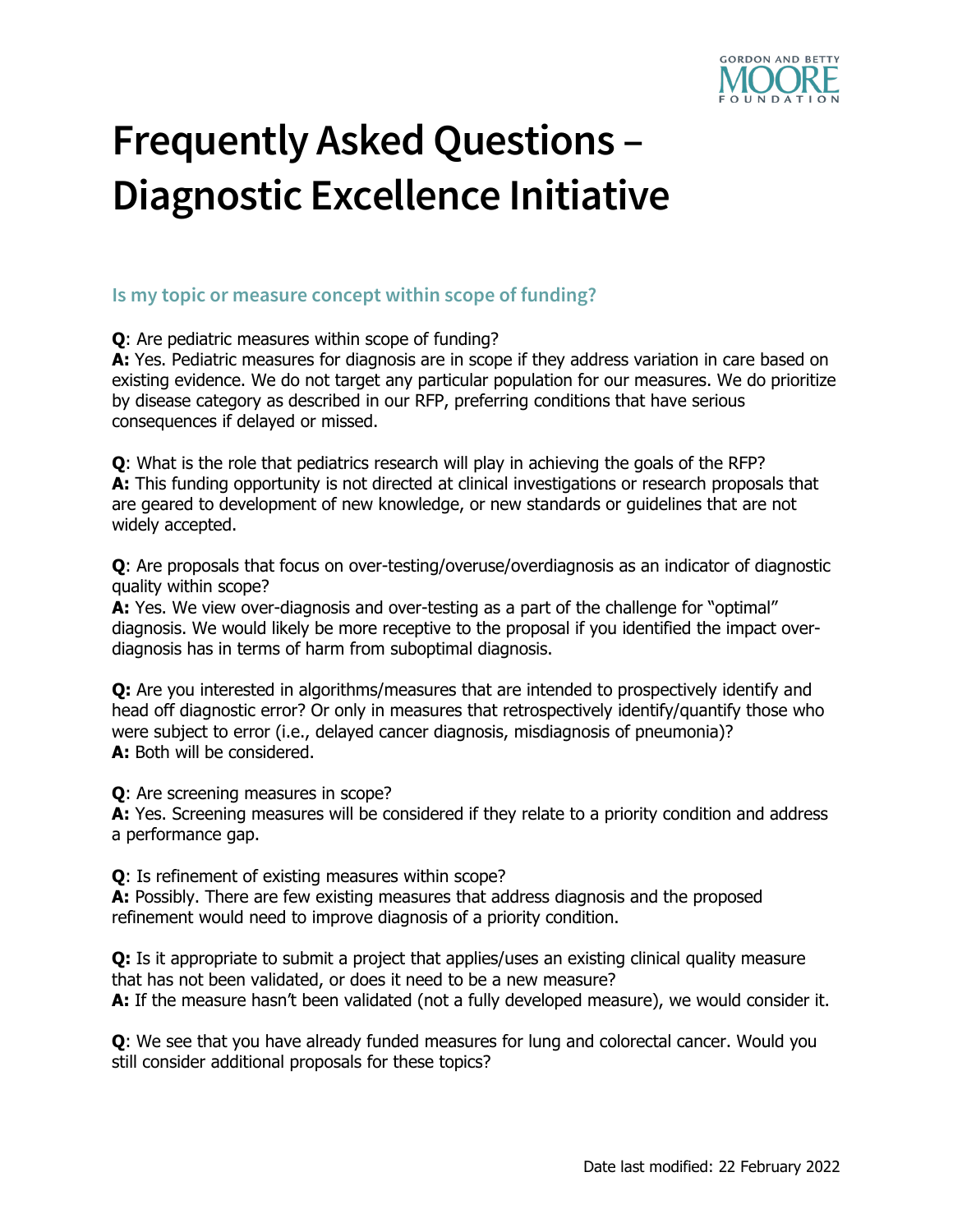# Frequently Asked Questions – Diagnostic Excellence Initiative

## Is my topic or measure concept within scope of funding?

**Q**: Are pediatric measures within scope of funding?
**A:** Yes. Pediatric measures for diagnosis are in scope if they address variation in care based on existing evidence. We do not target any particular population for our measures. We do prioritize by disease category as described in our RFP, preferring conditions that have serious consequences if delayed or missed.

**Q**: What is the role that pediatrics research will play in achieving the goals of the RFP?
**A:** This funding opportunity is not directed at clinical investigations or research proposals that are geared to development of new knowledge, or new standards or guidelines that are not widely accepted.

**Q**: Are proposals that focus on over-testing/overuse/overdiagnosis as an indicator of diagnostic quality within scope?
**A:** Yes. We view over-diagnosis and over-testing as a part of the challenge for "optimal" diagnosis. We would likely be more receptive to the proposal if you identified the impact over-diagnosis has in terms of harm from suboptimal diagnosis.

**Q:** Are you interested in algorithms/measures that are intended to prospectively identify and head off diagnostic error? Or only in measures that retrospectively identify/quantify those who were subject to error (i.e., delayed cancer diagnosis, misdiagnosis of pneumonia)?
**A:** Both will be considered.

**Q**: Are screening measures in scope?
**A:** Yes. Screening measures will be considered if they relate to a priority condition and address a performance gap.

**Q**: Is refinement of existing measures within scope?
**A:** Possibly. There are few existing measures that address diagnosis and the proposed refinement would need to improve diagnosis of a priority condition.

**Q:** Is it appropriate to submit a project that applies/uses an existing clinical quality measure that has not been validated, or does it need to be a new measure?
**A:** If the measure hasn't been validated (not a fully developed measure), we would consider it.

**Q**: We see that you have already funded measures for lung and colorectal cancer. Would you still consider additional proposals for these topics?

Date last modified: 22 February 2022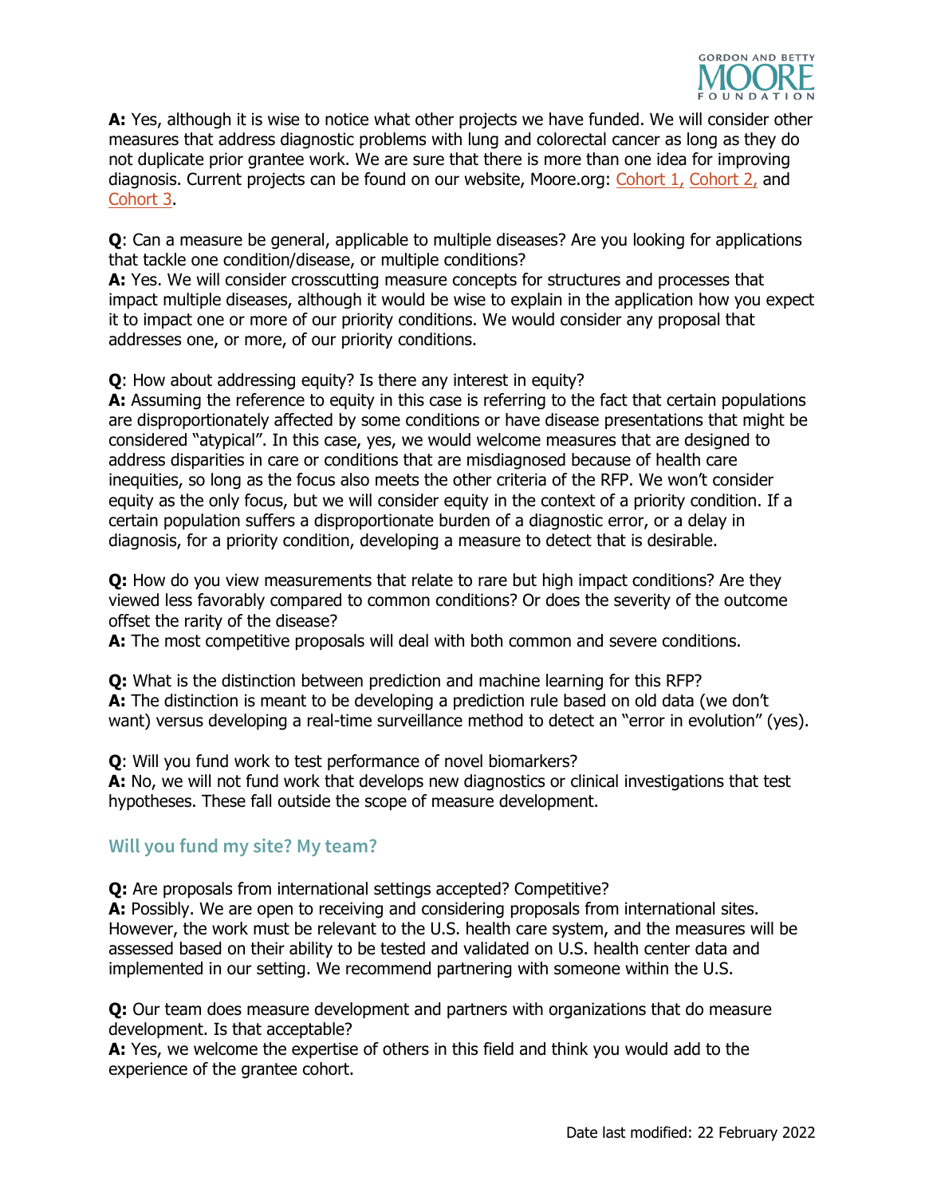**A:** Yes, although it is wise to notice what other projects we have funded. We will consider other measures that address diagnostic problems with lung and colorectal cancer as long as they do not duplicate prior grantee work. We are sure that there is more than one idea for improving diagnosis. Current projects can be found on our website, Moore.org: Cohort 1, Cohort 2, and Cohort 3.

**Q**: Can a measure be general, applicable to multiple diseases? Are you looking for applications that tackle one condition/disease, or multiple conditions?
**A:** Yes. We will consider crosscutting measure concepts for structures and processes that impact multiple diseases, although it would be wise to explain in the application how you expect it to impact one or more of our priority conditions. We would consider any proposal that addresses one, or more, of our priority conditions.

**Q**: How about addressing equity? Is there any interest in equity?
**A:** Assuming the reference to equity in this case is referring to the fact that certain populations are disproportionately affected by some conditions or have disease presentations that might be considered "atypical". In this case, yes, we would welcome measures that are designed to address disparities in care or conditions that are misdiagnosed because of health care inequities, so long as the focus also meets the other criteria of the RFP. We won't consider equity as the only focus, but we will consider equity in the context of a priority condition. If a certain population suffers a disproportionate burden of a diagnostic error, or a delay in diagnosis, for a priority condition, developing a measure to detect that is desirable.

**Q:** How do you view measurements that relate to rare but high impact conditions? Are they viewed less favorably compared to common conditions? Or does the severity of the outcome offset the rarity of the disease?
**A:** The most competitive proposals will deal with both common and severe conditions.

**Q:** What is the distinction between prediction and machine learning for this RFP?
**A:** The distinction is meant to be developing a prediction rule based on old data (we don't want) versus developing a real-time surveillance method to detect an "error in evolution" (yes).

**Q**: Will you fund work to test performance of novel biomarkers?
**A:** No, we will not fund work that develops new diagnostics or clinical investigations that test hypotheses. These fall outside the scope of measure development.

## Will you fund my site? My team?

**Q:** Are proposals from international settings accepted? Competitive?
**A:** Possibly. We are open to receiving and considering proposals from international sites. However, the work must be relevant to the U.S. health care system, and the measures will be assessed based on their ability to be tested and validated on U.S. health center data and implemented in our setting. We recommend partnering with someone within the U.S.

**Q:** Our team does measure development and partners with organizations that do measure development. Is that acceptable?
**A:** Yes, we welcome the expertise of others in this field and think you would add to the experience of the grantee cohort.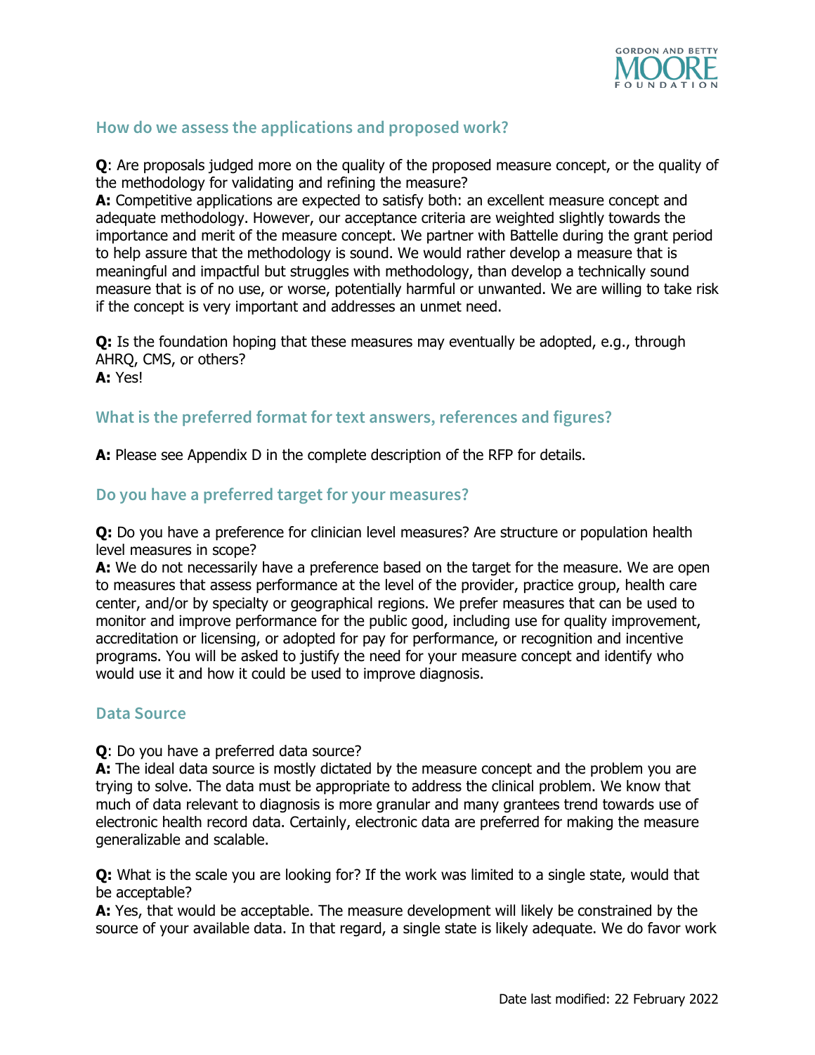## How do we assess the applications and proposed work?

**Q**: Are proposals judged more on the quality of the proposed measure concept, or the quality of the methodology for validating and refining the measure?
**A:** Competitive applications are expected to satisfy both: an excellent measure concept and adequate methodology. However, our acceptance criteria are weighted slightly towards the importance and merit of the measure concept. We partner with Battelle during the grant period to help assure that the methodology is sound. We would rather develop a measure that is meaningful and impactful but struggles with methodology, than develop a technically sound measure that is of no use, or worse, potentially harmful or unwanted. We are willing to take risk if the concept is very important and addresses an unmet need.

**Q:** Is the foundation hoping that these measures may eventually be adopted, e.g., through AHRQ, CMS, or others?
**A:** Yes!

## What is the preferred format for text answers, references and figures?

**A:** Please see Appendix D in the complete description of the RFP for details.

## Do you have a preferred target for your measures?

**Q:** Do you have a preference for clinician level measures? Are structure or population health level measures in scope?
**A:** We do not necessarily have a preference based on the target for the measure. We are open to measures that assess performance at the level of the provider, practice group, health care center, and/or by specialty or geographical regions. We prefer measures that can be used to monitor and improve performance for the public good, including use for quality improvement, accreditation or licensing, or adopted for pay for performance, or recognition and incentive programs. You will be asked to justify the need for your measure concept and identify who would use it and how it could be used to improve diagnosis.

## Data Source

**Q**: Do you have a preferred data source?
**A:** The ideal data source is mostly dictated by the measure concept and the problem you are trying to solve. The data must be appropriate to address the clinical problem. We know that much of data relevant to diagnosis is more granular and many grantees trend towards use of electronic health record data. Certainly, electronic data are preferred for making the measure generalizable and scalable.

**Q:** What is the scale you are looking for? If the work was limited to a single state, would that be acceptable?
**A:** Yes, that would be acceptable. The measure development will likely be constrained by the source of your available data. In that regard, a single state is likely adequate. We do favor work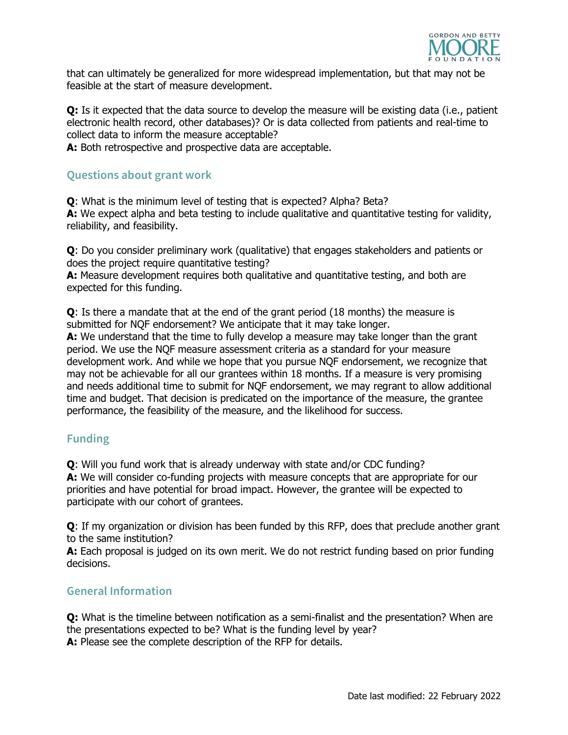that can ultimately be generalized for more widespread implementation, but that may not be feasible at the start of measure development.

**Q:** Is it expected that the data source to develop the measure will be existing data (i.e., patient electronic health record, other databases)? Or is data collected from patients and real-time to collect data to inform the measure acceptable?
**A:** Both retrospective and prospective data are acceptable.

## Questions about grant work

**Q**: What is the minimum level of testing that is expected? Alpha? Beta?
**A:** We expect alpha and beta testing to include qualitative and quantitative testing for validity, reliability, and feasibility.

**Q**: Do you consider preliminary work (qualitative) that engages stakeholders and patients or does the project require quantitative testing?
**A:** Measure development requires both qualitative and quantitative testing, and both are expected for this funding.

**Q**: Is there a mandate that at the end of the grant period (18 months) the measure is submitted for NQF endorsement? We anticipate that it may take longer.
**A:** We understand that the time to fully develop a measure may take longer than the grant period. We use the NQF measure assessment criteria as a standard for your measure development work. And while we hope that you pursue NQF endorsement, we recognize that may not be achievable for all our grantees within 18 months. If a measure is very promising and needs additional time to submit for NQF endorsement, we may regrant to allow additional time and budget. That decision is predicated on the importance of the measure, the grantee performance, the feasibility of the measure, and the likelihood for success.

## Funding

**Q**: Will you fund work that is already underway with state and/or CDC funding?
**A:** We will consider co-funding projects with measure concepts that are appropriate for our priorities and have potential for broad impact. However, the grantee will be expected to participate with our cohort of grantees.

**Q**: If my organization or division has been funded by this RFP, does that preclude another grant to the same institution?
**A:** Each proposal is judged on its own merit. We do not restrict funding based on prior funding decisions.

## General Information

**Q:** What is the timeline between notification as a semi-finalist and the presentation? When are the presentations expected to be? What is the funding level by year?
**A:** Please see the complete description of the RFP for details.

Date last modified: 22 February 2022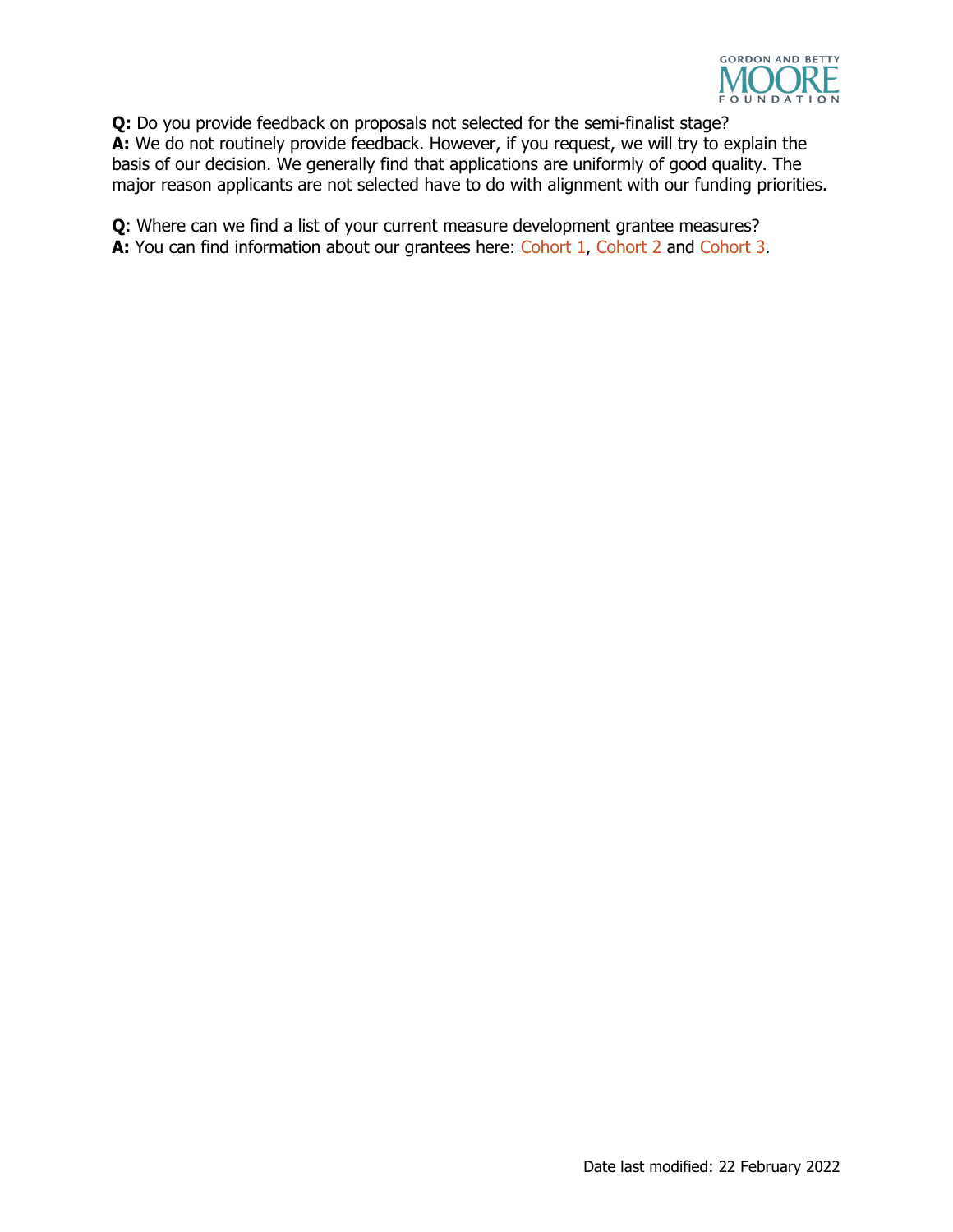**Q:** Do you provide feedback on proposals not selected for the semi-finalist stage?
**A:** We do not routinely provide feedback. However, if you request, we will try to explain the basis of our decision. We generally find that applications are uniformly of good quality. The major reason applicants are not selected have to do with alignment with our funding priorities.

**Q**: Where can we find a list of your current measure development grantee measures?
**A:** You can find information about our grantees here: Cohort 1, Cohort 2 and Cohort 3.

Date last modified: 22 February 2022